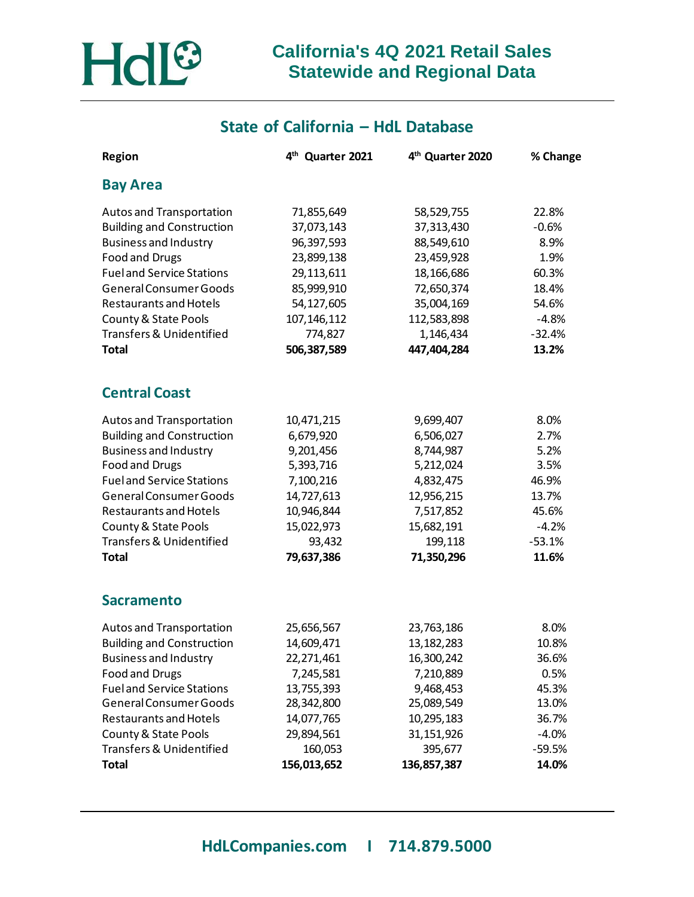# California's 4Q 2021 Retail Sales Statewide and Regional Data

## State of California – HdL Database

| Region | 4th Quarter 2021 | 4th Quarter 2020 | % Change |
|---|---|---|---|
| **Bay Area** | | | |
| Autos and Transportation | 71,855,649 | 58,529,755 | 22.8% |
| Building and Construction | 37,073,143 | 37,313,430 | -0.6% |
| Business and Industry | 96,397,593 | 88,549,610 | 8.9% |
| Food and Drugs | 23,899,138 | 23,459,928 | 1.9% |
| Fuel and Service Stations | 29,113,611 | 18,166,686 | 60.3% |
| General Consumer Goods | 85,999,910 | 72,650,374 | 18.4% |
| Restaurants and Hotels | 54,127,605 | 35,004,169 | 54.6% |
| County & State Pools | 107,146,112 | 112,583,898 | -4.8% |
| Transfers & Unidentified | 774,827 | 1,146,434 | -32.4% |
| **Total** | **506,387,589** | **447,404,284** | **13.2%** |
| **Central Coast** | | | |
| Autos and Transportation | 10,471,215 | 9,699,407 | 8.0% |
| Building and Construction | 6,679,920 | 6,506,027 | 2.7% |
| Business and Industry | 9,201,456 | 8,744,987 | 5.2% |
| Food and Drugs | 5,393,716 | 5,212,024 | 3.5% |
| Fuel and Service Stations | 7,100,216 | 4,832,475 | 46.9% |
| General Consumer Goods | 14,727,613 | 12,956,215 | 13.7% |
| Restaurants and Hotels | 10,946,844 | 7,517,852 | 45.6% |
| County & State Pools | 15,022,973 | 15,682,191 | -4.2% |
| Transfers & Unidentified | 93,432 | 199,118 | -53.1% |
| **Total** | **79,637,386** | **71,350,296** | **11.6%** |
| **Sacramento** | | | |
| Autos and Transportation | 25,656,567 | 23,763,186 | 8.0% |
| Building and Construction | 14,609,471 | 13,182,283 | 10.8% |
| Business and Industry | 22,271,461 | 16,300,242 | 36.6% |
| Food and Drugs | 7,245,581 | 7,210,889 | 0.5% |
| Fuel and Service Stations | 13,755,393 | 9,468,453 | 45.3% |
| General Consumer Goods | 28,342,800 | 25,089,549 | 13.0% |
| Restaurants and Hotels | 14,077,765 | 10,295,183 | 36.7% |
| County & State Pools | 29,894,561 | 31,151,926 | -4.0% |
| Transfers & Unidentified | 160,053 | 395,677 | -59.5% |
| **Total** | **156,013,652** | **136,857,387** | **14.0%** |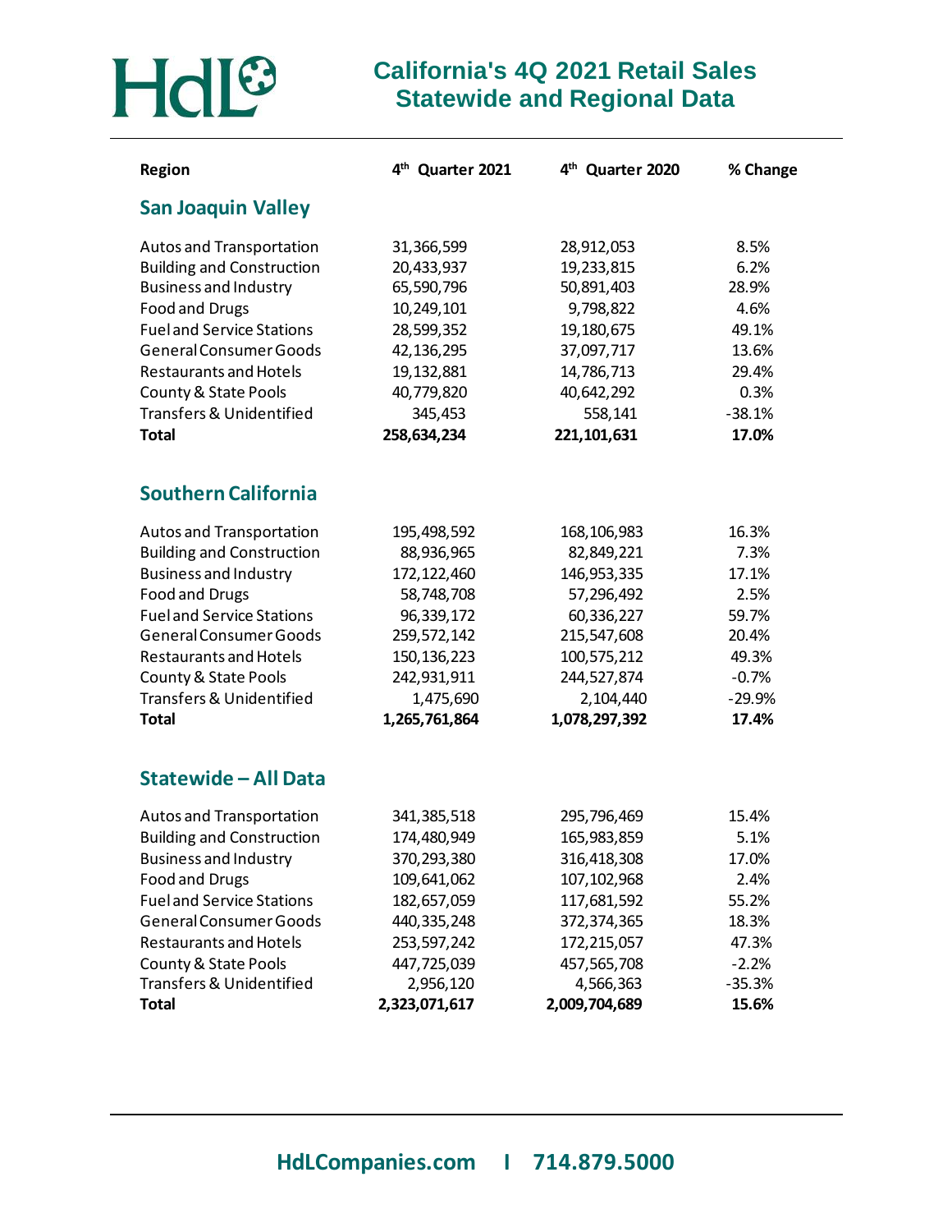# HdL

## California's 4Q 2021 Retail Sales Statewide and Regional Data

| Region | 4th Quarter 2021 | 4th Quarter 2020 | % Change |
|---|---|---|---|
| **San Joaquin Valley** | | | |
| Autos and Transportation | 31,366,599 | 28,912,053 | 8.5% |
| Building and Construction | 20,433,937 | 19,233,815 | 6.2% |
| Business and Industry | 65,590,796 | 50,891,403 | 28.9% |
| Food and Drugs | 10,249,101 | 9,798,822 | 4.6% |
| Fuel and Service Stations | 28,599,352 | 19,180,675 | 49.1% |
| General Consumer Goods | 42,136,295 | 37,097,717 | 13.6% |
| Restaurants and Hotels | 19,132,881 | 14,786,713 | 29.4% |
| County & State Pools | 40,779,820 | 40,642,292 | 0.3% |
| Transfers & Unidentified | 345,453 | 558,141 | -38.1% |
| **Total** | **258,634,234** | **221,101,631** | **17.0%** |
| **Southern California** | | | |
| Autos and Transportation | 195,498,592 | 168,106,983 | 16.3% |
| Building and Construction | 88,936,965 | 82,849,221 | 7.3% |
| Business and Industry | 172,122,460 | 146,953,335 | 17.1% |
| Food and Drugs | 58,748,708 | 57,296,492 | 2.5% |
| Fuel and Service Stations | 96,339,172 | 60,336,227 | 59.7% |
| General Consumer Goods | 259,572,142 | 215,547,608 | 20.4% |
| Restaurants and Hotels | 150,136,223 | 100,575,212 | 49.3% |
| County & State Pools | 242,931,911 | 244,527,874 | -0.7% |
| Transfers & Unidentified | 1,475,690 | 2,104,440 | -29.9% |
| **Total** | **1,265,761,864** | **1,078,297,392** | **17.4%** |
| **Statewide – All Data** | | | |
| Autos and Transportation | 341,385,518 | 295,796,469 | 15.4% |
| Building and Construction | 174,480,949 | 165,983,859 | 5.1% |
| Business and Industry | 370,293,380 | 316,418,308 | 17.0% |
| Food and Drugs | 109,641,062 | 107,102,968 | 2.4% |
| Fuel and Service Stations | 182,657,059 | 117,681,592 | 55.2% |
| General Consumer Goods | 440,335,248 | 372,374,365 | 18.3% |
| Restaurants and Hotels | 253,597,242 | 172,215,057 | 47.3% |
| County & State Pools | 447,725,039 | 457,565,708 | -2.2% |
| Transfers & Unidentified | 2,956,120 | 4,566,363 | -35.3% |
| **Total** | **2,323,071,617** | **2,009,704,689** | **15.6%** |

**HdLCompanies.com I 714.879.5000**